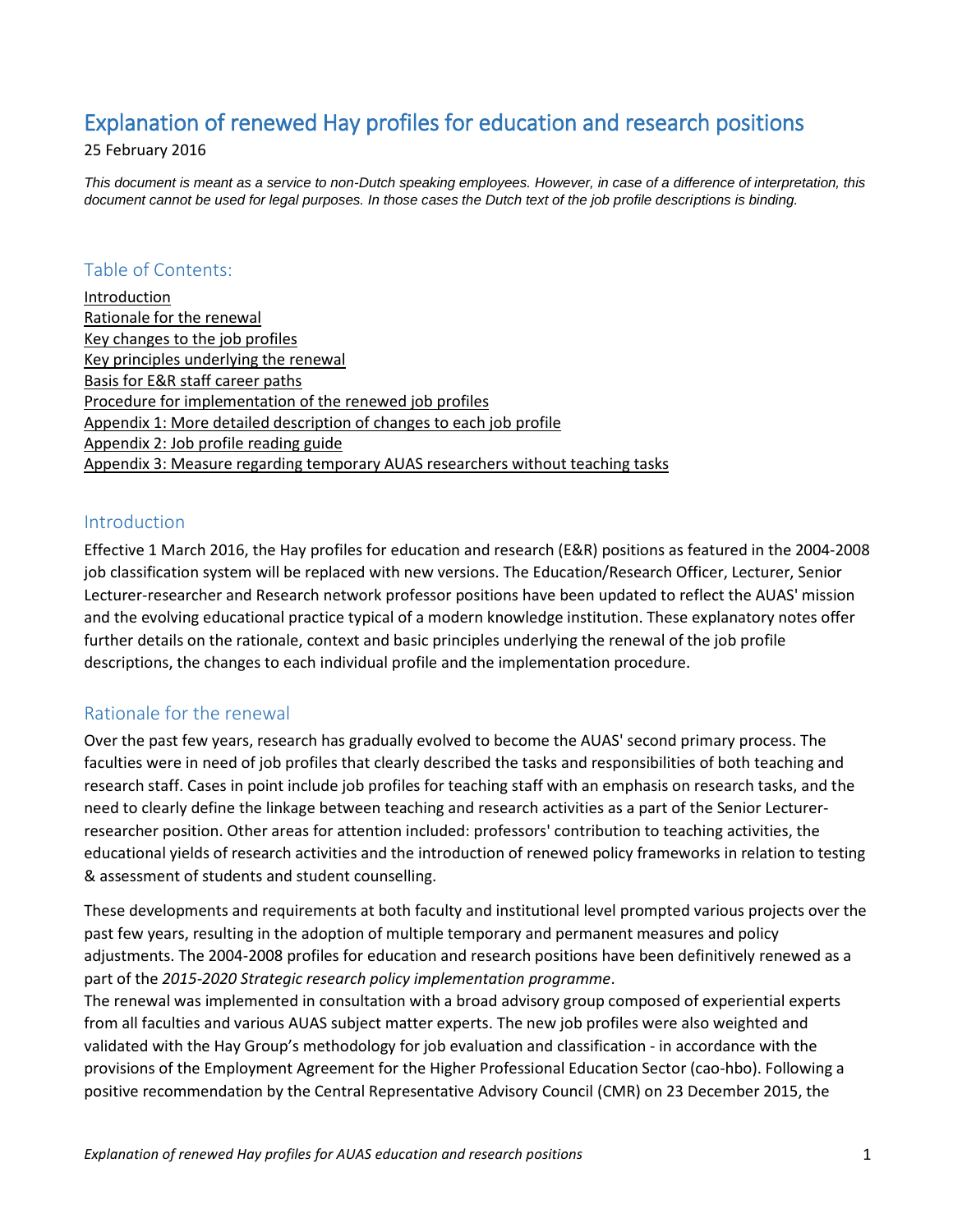# Explanation of renewed Hay profiles for education and research positions

25 February 2016

*This document is meant as a service to non-Dutch speaking employees. However, in case of a difference of interpretation, this document cannot be used for legal purposes. In those cases the Dutch text of the job profile descriptions is binding.*

## Table of Contents:

- Introduction
- Rationale for the renewal
- Key changes to the job profiles
- Key principles underlying the renewal
- Basis for E&R staff career paths
- Procedure for implementation of the renewed job profiles
- Appendix 1: More detailed description of changes to each job profile
- Appendix 2: Job profile reading guide
- Appendix 3: Measure regarding temporary AUAS researchers without teaching tasks

## Introduction

Effective 1 March 2016, the Hay profiles for education and research (E&R) positions as featured in the 2004-2008 job classification system will be replaced with new versions. The Education/Research Officer, Lecturer, Senior Lecturer-researcher and Research network professor positions have been updated to reflect the AUAS' mission and the evolving educational practice typical of a modern knowledge institution. These explanatory notes offer further details on the rationale, context and basic principles underlying the renewal of the job profile descriptions, the changes to each individual profile and the implementation procedure.

## Rationale for the renewal

Over the past few years, research has gradually evolved to become the AUAS' second primary process. The faculties were in need of job profiles that clearly described the tasks and responsibilities of both teaching and research staff. Cases in point include job profiles for teaching staff with an emphasis on research tasks, and the need to clearly define the linkage between teaching and research activities as a part of the Senior Lecturer-researcher position. Other areas for attention included: professors' contribution to teaching activities, the educational yields of research activities and the introduction of renewed policy frameworks in relation to testing & assessment of students and student counselling.

These developments and requirements at both faculty and institutional level prompted various projects over the past few years, resulting in the adoption of multiple temporary and permanent measures and policy adjustments. The 2004-2008 profiles for education and research positions have been definitively renewed as a part of the *2015-2020 Strategic research policy implementation programme*.

The renewal was implemented in consultation with a broad advisory group composed of experiential experts from all faculties and various AUAS subject matter experts. The new job profiles were also weighted and validated with the Hay Group's methodology for job evaluation and classification - in accordance with the provisions of the Employment Agreement for the Higher Professional Education Sector (cao-hbo). Following a positive recommendation by the Central Representative Advisory Council (CMR) on 23 December 2015, the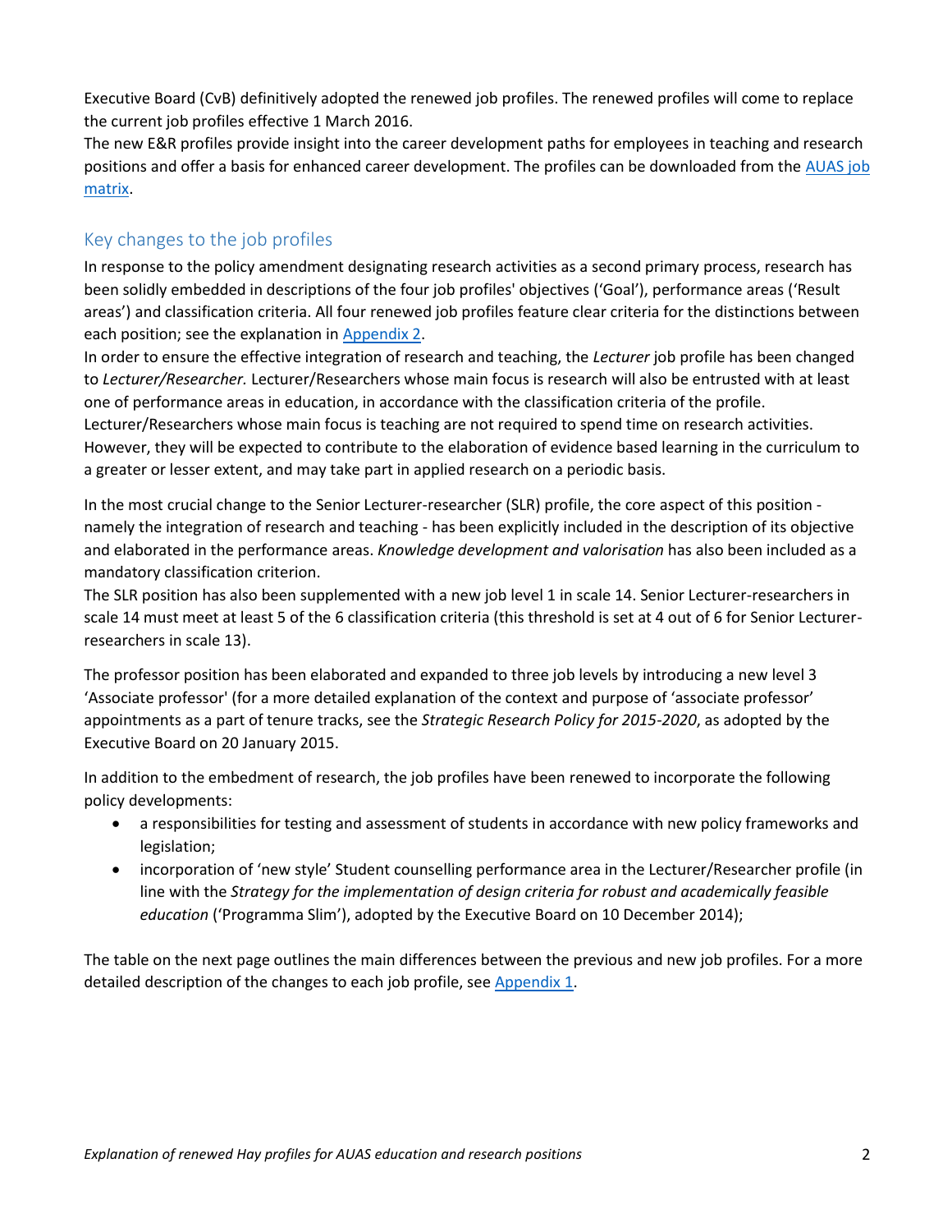Executive Board (CvB) definitively adopted the renewed job profiles. The renewed profiles will come to replace the current job profiles effective 1 March 2016.
The new E&R profiles provide insight into the career development paths for employees in teaching and research positions and offer a basis for enhanced career development. The profiles can be downloaded from the AUAS job matrix.

## Key changes to the job profiles

In response to the policy amendment designating research activities as a second primary process, research has been solidly embedded in descriptions of the four job profiles' objectives ('Goal'), performance areas ('Result areas') and classification criteria. All four renewed job profiles feature clear criteria for the distinctions between each position; see the explanation in Appendix 2.
In order to ensure the effective integration of research and teaching, the *Lecturer* job profile has been changed to *Lecturer/Researcher.* Lecturer/Researchers whose main focus is research will also be entrusted with at least one of performance areas in education, in accordance with the classification criteria of the profile.
Lecturer/Researchers whose main focus is teaching are not required to spend time on research activities. However, they will be expected to contribute to the elaboration of evidence based learning in the curriculum to a greater or lesser extent, and may take part in applied research on a periodic basis.

In the most crucial change to the Senior Lecturer-researcher (SLR) profile, the core aspect of this position - namely the integration of research and teaching - has been explicitly included in the description of its objective and elaborated in the performance areas. *Knowledge development and valorisation* has also been included as a mandatory classification criterion.
The SLR position has also been supplemented with a new job level 1 in scale 14. Senior Lecturer-researchers in scale 14 must meet at least 5 of the 6 classification criteria (this threshold is set at 4 out of 6 for Senior Lecturer-researchers in scale 13).

The professor position has been elaborated and expanded to three job levels by introducing a new level 3 'Associate professor' (for a more detailed explanation of the context and purpose of 'associate professor' appointments as a part of tenure tracks, see the *Strategic Research Policy for 2015-2020*, as adopted by the Executive Board on 20 January 2015.

In addition to the embedment of research, the job profiles have been renewed to incorporate the following policy developments:

- a responsibilities for testing and assessment of students in accordance with new policy frameworks and legislation;
- incorporation of 'new style' Student counselling performance area in the Lecturer/Researcher profile (in line with the *Strategy for the implementation of design criteria for robust and academically feasible education* ('Programma Slim'), adopted by the Executive Board on 10 December 2014);

The table on the next page outlines the main differences between the previous and new job profiles. For a more detailed description of the changes to each job profile, see Appendix 1.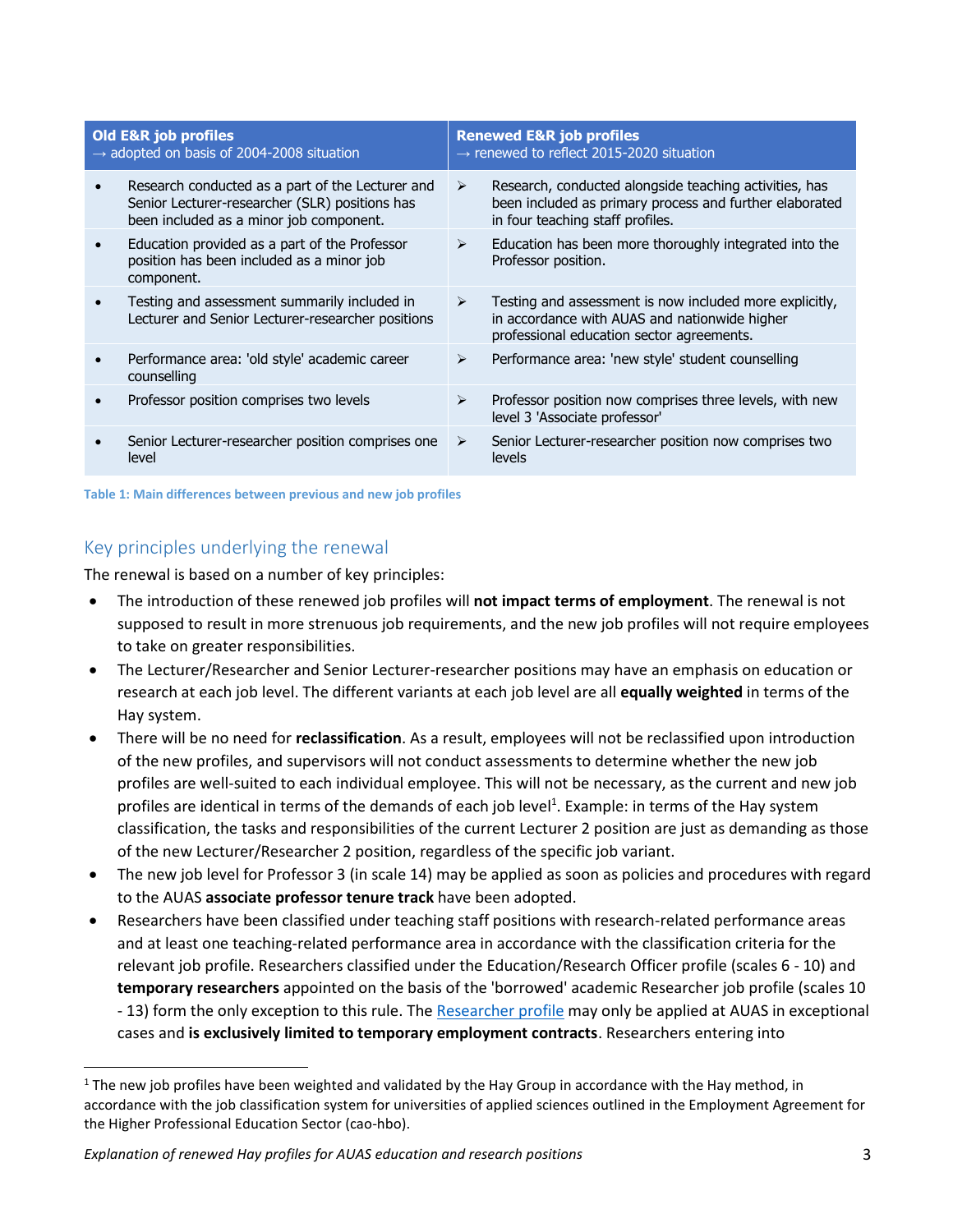| Old E&R job profiles<br>→ adopted on basis of 2004-2008 situation | Renewed E&R job profiles<br>→ renewed to reflect 2015-2020 situation |
|---|---|
| • Research conducted as a part of the Lecturer and Senior Lecturer-researcher (SLR) positions has been included as a minor job component. | ➢ Research, conducted alongside teaching activities, has been included as primary process and further elaborated in four teaching staff profiles. |
| • Education provided as a part of the Professor position has been included as a minor job component. | ➢ Education has been more thoroughly integrated into the Professor position. |
| • Testing and assessment summarily included in Lecturer and Senior Lecturer-researcher positions | ➢ Testing and assessment is now included more explicitly, in accordance with AUAS and nationwide higher professional education sector agreements. |
| • Performance area: 'old style' academic career counselling | ➢ Performance area: 'new style' student counselling |
| • Professor position comprises two levels | ➢ Professor position now comprises three levels, with new level 3 'Associate professor' |
| • Senior Lecturer-researcher position comprises one level | ➢ Senior Lecturer-researcher position now comprises two levels |

Table 1: Main differences between previous and new job profiles

## Key principles underlying the renewal

The renewal is based on a number of key principles:

- The introduction of these renewed job profiles will **not impact terms of employment**. The renewal is not supposed to result in more strenuous job requirements, and the new job profiles will not require employees to take on greater responsibilities.
- The Lecturer/Researcher and Senior Lecturer-researcher positions may have an emphasis on education or research at each job level. The different variants at each job level are all **equally weighted** in terms of the Hay system.
- There will be no need for **reclassification**. As a result, employees will not be reclassified upon introduction of the new profiles, and supervisors will not conduct assessments to determine whether the new job profiles are well-suited to each individual employee. This will not be necessary, as the current and new job profiles are identical in terms of the demands of each job level[1]. Example: in terms of the Hay system classification, the tasks and responsibilities of the current Lecturer 2 position are just as demanding as those of the new Lecturer/Researcher 2 position, regardless of the specific job variant.
- The new job level for Professor 3 (in scale 14) may be applied as soon as policies and procedures with regard to the AUAS **associate professor tenure track** have been adopted.
- Researchers have been classified under teaching staff positions with research-related performance areas and at least one teaching-related performance area in accordance with the classification criteria for the relevant job profile. Researchers classified under the Education/Research Officer profile (scales 6 - 10) and **temporary researchers** appointed on the basis of the 'borrowed' academic Researcher job profile (scales 10 - 13) form the only exception to this rule. The [Researcher profile] may only be applied at AUAS in exceptional cases and **is exclusively limited to temporary employment contracts**. Researchers entering into

[1] The new job profiles have been weighted and validated by the Hay Group in accordance with the Hay method, in accordance with the job classification system for universities of applied sciences outlined in the Employment Agreement for the Higher Professional Education Sector (cao-hbo).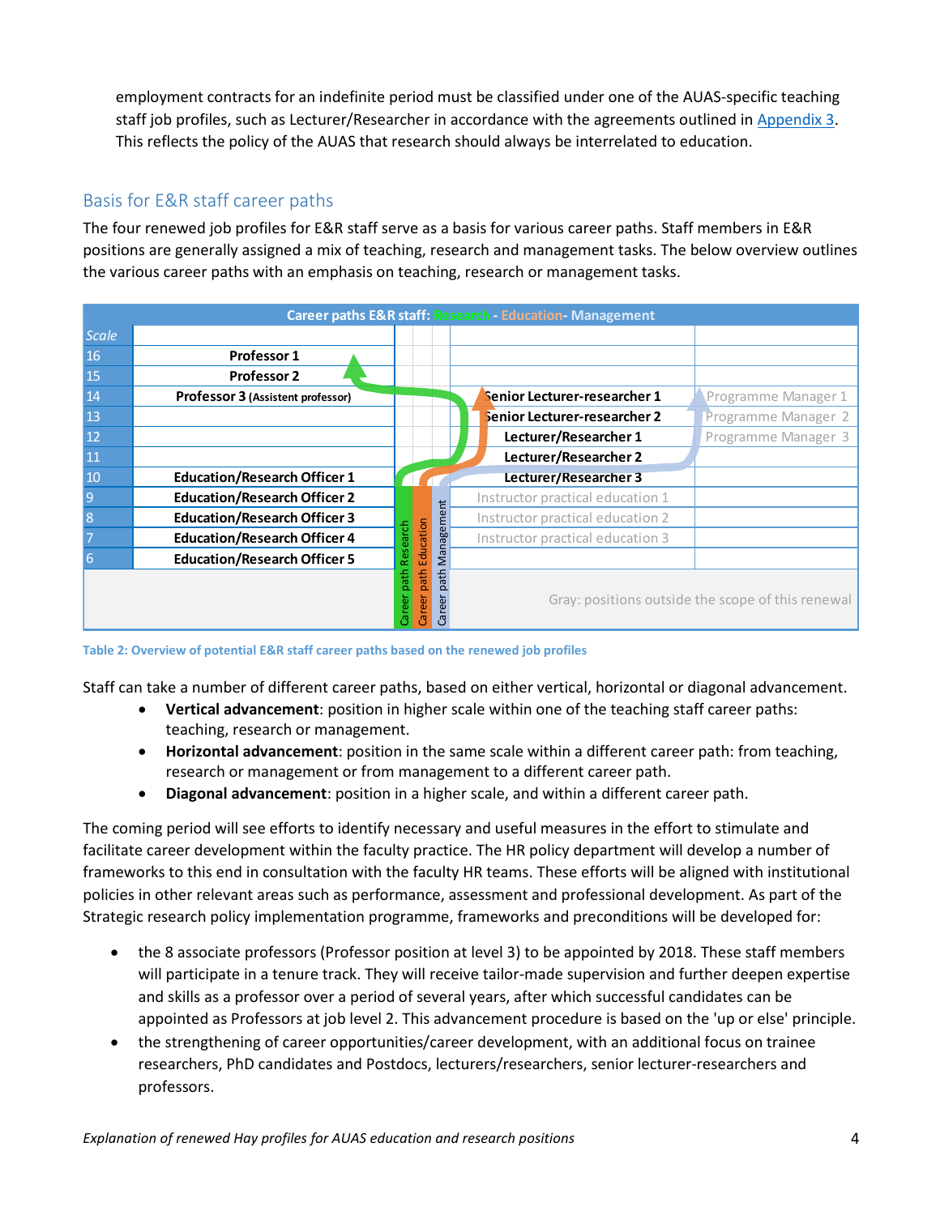employment contracts for an indefinite period must be classified under one of the AUAS-specific teaching staff job profiles, such as Lecturer/Researcher in accordance with the agreements outlined in Appendix 3. This reflects the policy of the AUAS that research should always be interrelated to education.

## Basis for E&R staff career paths

The four renewed job profiles for E&R staff serve as a basis for various career paths. Staff members in E&R positions are generally assigned a mix of teaching, research and management tasks. The below overview outlines the various career paths with an emphasis on teaching, research or management tasks.

| Career paths E&R staff: Research - Education- Management | | | |
|---|---|---|---|
| Scale | | | |
| 16 | Professor 1 | | |
| 15 | Professor 2 | | |
| 14 | Professor 3 (Assistent professor) | Senior Lecturer-researcher 1 | Programme Manager 1 |
| 13 | | Senior Lecturer-researcher 2 | Programme Manager 2 |
| 12 | | Lecturer/Researcher 1 | Programme Manager 3 |
| 11 | | Lecturer/Researcher 2 | |
| 10 | Education/Research Officer 1 | Lecturer/Researcher 3 | |
| 9 | Education/Research Officer 2 | Instructor practical education 1 | |
| 8 | Education/Research Officer 3 | Instructor practical education 2 | |
| 7 | Education/Research Officer 4 | Instructor practical education 3 | |
| 6 | Education/Research Officer 5 | | |
| | Career path Research / Career path Education / Career path Management | Gray: positions outside the scope of this renewal | |

Table 2: Overview of potential E&R staff career paths based on the renewed job profiles

Staff can take a number of different career paths, based on either vertical, horizontal or diagonal advancement.

- **Vertical advancement**: position in higher scale within one of the teaching staff career paths: teaching, research or management.
- **Horizontal advancement**: position in the same scale within a different career path: from teaching, research or management or from management to a different career path.
- **Diagonal advancement**: position in a higher scale, and within a different career path.

The coming period will see efforts to identify necessary and useful measures in the effort to stimulate and facilitate career development within the faculty practice. The HR policy department will develop a number of frameworks to this end in consultation with the faculty HR teams. These efforts will be aligned with institutional policies in other relevant areas such as performance, assessment and professional development. As part of the Strategic research policy implementation programme, frameworks and preconditions will be developed for:

- the 8 associate professors (Professor position at level 3) to be appointed by 2018. These staff members will participate in a tenure track. They will receive tailor-made supervision and further deepen expertise and skills as a professor over a period of several years, after which successful candidates can be appointed as Professors at job level 2. This advancement procedure is based on the 'up or else' principle.
- the strengthening of career opportunities/career development, with an additional focus on trainee researchers, PhD candidates and Postdocs, lecturers/researchers, senior lecturer-researchers and professors.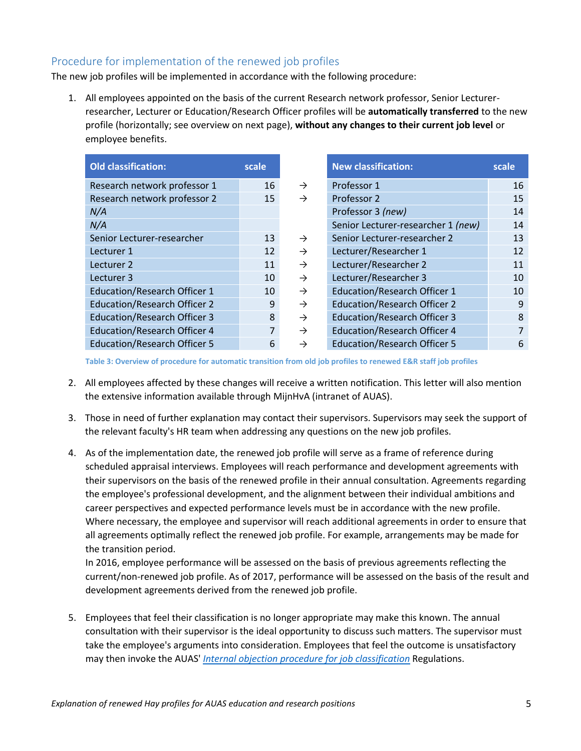## Procedure for implementation of the renewed job profiles

The new job profiles will be implemented in accordance with the following procedure:

1. All employees appointed on the basis of the current Research network professor, Senior Lecturer-researcher, Lecturer or Education/Research Officer profiles will be **automatically transferred** to the new profile (horizontally; see overview on next page), **without any changes to their current job level** or employee benefits.

| Old classification: | scale | | New classification: | scale |
|---|---|---|---|---|
| Research network professor 1 | 16 | → | Professor 1 | 16 |
| Research network professor 2 | 15 | → | Professor 2 | 15 |
| *N/A* | | | Professor 3 *(new)* | 14 |
| *N/A* | | | Senior Lecturer-researcher 1 *(new)* | 14 |
| Senior Lecturer-researcher | 13 | → | Senior Lecturer-researcher 2 | 13 |
| Lecturer 1 | 12 | → | Lecturer/Researcher 1 | 12 |
| Lecturer 2 | 11 | → | Lecturer/Researcher 2 | 11 |
| Lecturer 3 | 10 | → | Lecturer/Researcher 3 | 10 |
| Education/Research Officer 1 | 10 | → | Education/Research Officer 1 | 10 |
| Education/Research Officer 2 | 9 | → | Education/Research Officer 2 | 9 |
| Education/Research Officer 3 | 8 | → | Education/Research Officer 3 | 8 |
| Education/Research Officer 4 | 7 | → | Education/Research Officer 4 | 7 |
| Education/Research Officer 5 | 6 | → | Education/Research Officer 5 | 6 |

**Table 3: Overview of procedure for automatic transition from old job profiles to renewed E&R staff job profiles**

2. All employees affected by these changes will receive a written notification. This letter will also mention the extensive information available through MijnHvA (intranet of AUAS).

3. Those in need of further explanation may contact their supervisors. Supervisors may seek the support of the relevant faculty's HR team when addressing any questions on the new job profiles.

4. As of the implementation date, the renewed job profile will serve as a frame of reference during scheduled appraisal interviews. Employees will reach performance and development agreements with their supervisors on the basis of the renewed profile in their annual consultation. Agreements regarding the employee's professional development, and the alignment between their individual ambitions and career perspectives and expected performance levels must be in accordance with the new profile. Where necessary, the employee and supervisor will reach additional agreements in order to ensure that all agreements optimally reflect the renewed job profile. For example, arrangements may be made for the transition period.
   In 2016, employee performance will be assessed on the basis of previous agreements reflecting the current/non-renewed job profile. As of 2017, performance will be assessed on the basis of the result and development agreements derived from the renewed job profile.

5. Employees that feel their classification is no longer appropriate may make this known. The annual consultation with their supervisor is the ideal opportunity to discuss such matters. The supervisor must take the employee's arguments into consideration. Employees that feel the outcome is unsatisfactory may then invoke the AUAS' *Internal objection procedure for job classification* Regulations.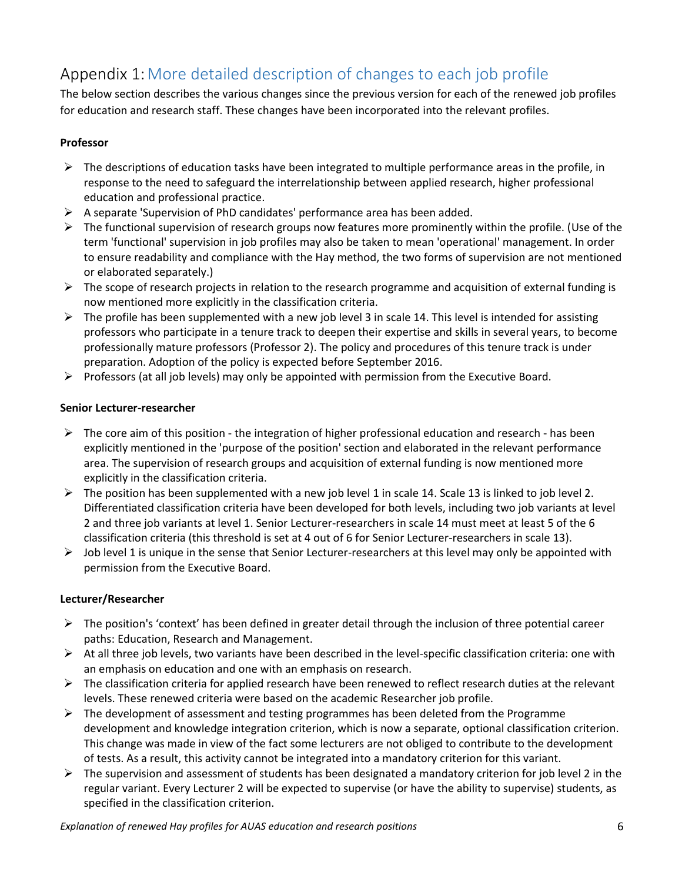# Appendix 1: More detailed description of changes to each job profile

The below section describes the various changes since the previous version for each of the renewed job profiles for education and research staff. These changes have been incorporated into the relevant profiles.

**Professor**

- The descriptions of education tasks have been integrated to multiple performance areas in the profile, in response to the need to safeguard the interrelationship between applied research, higher professional education and professional practice.
- A separate 'Supervision of PhD candidates' performance area has been added.
- The functional supervision of research groups now features more prominently within the profile. (Use of the term 'functional' supervision in job profiles may also be taken to mean 'operational' management. In order to ensure readability and compliance with the Hay method, the two forms of supervision are not mentioned or elaborated separately.)
- The scope of research projects in relation to the research programme and acquisition of external funding is now mentioned more explicitly in the classification criteria.
- The profile has been supplemented with a new job level 3 in scale 14. This level is intended for assisting professors who participate in a tenure track to deepen their expertise and skills in several years, to become professionally mature professors (Professor 2). The policy and procedures of this tenure track is under preparation. Adoption of the policy is expected before September 2016.
- Professors (at all job levels) may only be appointed with permission from the Executive Board.

**Senior Lecturer-researcher**

- The core aim of this position - the integration of higher professional education and research - has been explicitly mentioned in the 'purpose of the position' section and elaborated in the relevant performance area. The supervision of research groups and acquisition of external funding is now mentioned more explicitly in the classification criteria.
- The position has been supplemented with a new job level 1 in scale 14. Scale 13 is linked to job level 2. Differentiated classification criteria have been developed for both levels, including two job variants at level 2 and three job variants at level 1. Senior Lecturer-researchers in scale 14 must meet at least 5 of the 6 classification criteria (this threshold is set at 4 out of 6 for Senior Lecturer-researchers in scale 13).
- Job level 1 is unique in the sense that Senior Lecturer-researchers at this level may only be appointed with permission from the Executive Board.

**Lecturer/Researcher**

- The position's 'context' has been defined in greater detail through the inclusion of three potential career paths: Education, Research and Management.
- At all three job levels, two variants have been described in the level-specific classification criteria: one with an emphasis on education and one with an emphasis on research.
- The classification criteria for applied research have been renewed to reflect research duties at the relevant levels. These renewed criteria were based on the academic Researcher job profile.
- The development of assessment and testing programmes has been deleted from the Programme development and knowledge integration criterion, which is now a separate, optional classification criterion. This change was made in view of the fact some lecturers are not obliged to contribute to the development of tests. As a result, this activity cannot be integrated into a mandatory criterion for this variant.
- The supervision and assessment of students has been designated a mandatory criterion for job level 2 in the regular variant. Every Lecturer 2 will be expected to supervise (or have the ability to supervise) students, as specified in the classification criterion.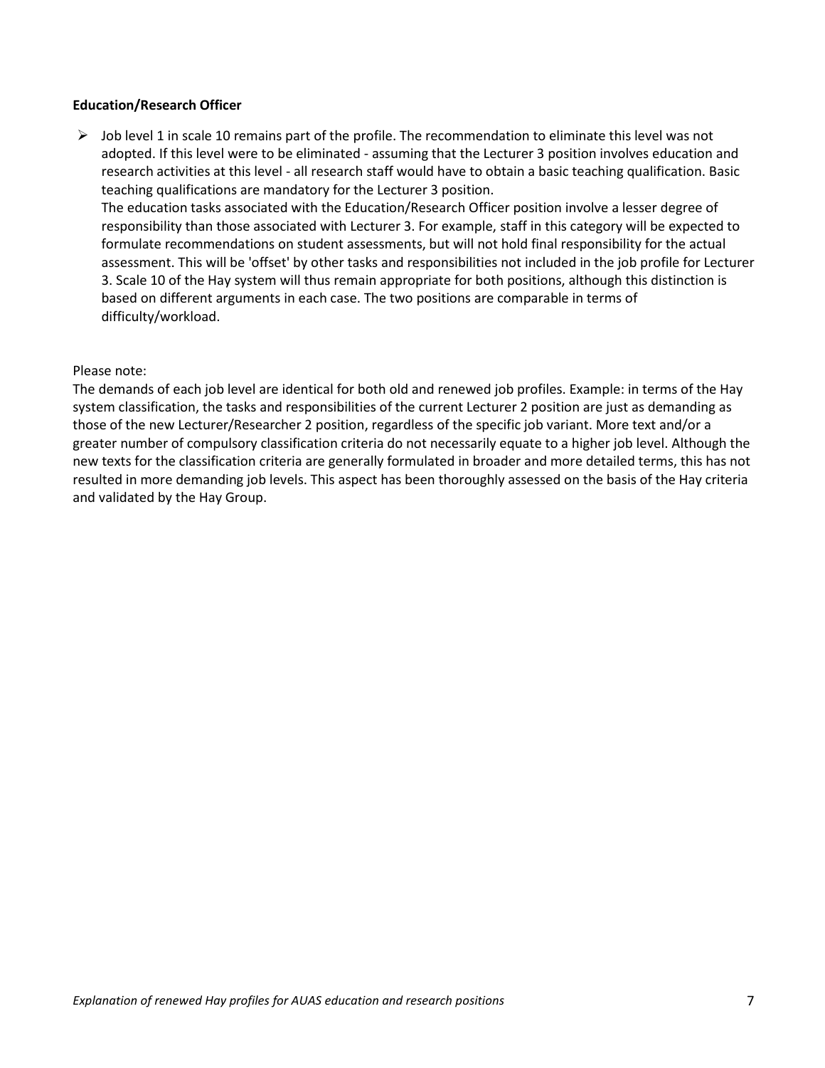**Education/Research Officer**

- Job level 1 in scale 10 remains part of the profile. The recommendation to eliminate this level was not adopted. If this level were to be eliminated - assuming that the Lecturer 3 position involves education and research activities at this level - all research staff would have to obtain a basic teaching qualification. Basic teaching qualifications are mandatory for the Lecturer 3 position.
  The education tasks associated with the Education/Research Officer position involve a lesser degree of responsibility than those associated with Lecturer 3. For example, staff in this category will be expected to formulate recommendations on student assessments, but will not hold final responsibility for the actual assessment. This will be 'offset' by other tasks and responsibilities not included in the job profile for Lecturer 3. Scale 10 of the Hay system will thus remain appropriate for both positions, although this distinction is based on different arguments in each case. The two positions are comparable in terms of difficulty/workload.

Please note:
The demands of each job level are identical for both old and renewed job profiles. Example: in terms of the Hay system classification, the tasks and responsibilities of the current Lecturer 2 position are just as demanding as those of the new Lecturer/Researcher 2 position, regardless of the specific job variant. More text and/or a greater number of compulsory classification criteria do not necessarily equate to a higher job level. Although the new texts for the classification criteria are generally formulated in broader and more detailed terms, this has not resulted in more demanding job levels. This aspect has been thoroughly assessed on the basis of the Hay criteria and validated by the Hay Group.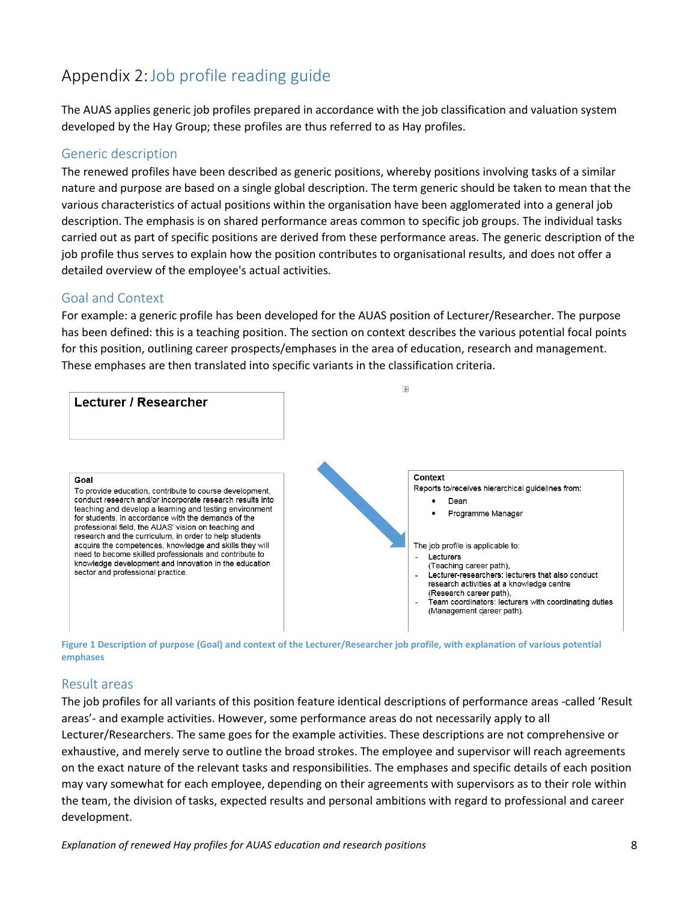# Appendix 2: Job profile reading guide

The AUAS applies generic job profiles prepared in accordance with the job classification and valuation system developed by the Hay Group; these profiles are thus referred to as Hay profiles.

## Generic description

The renewed profiles have been described as generic positions, whereby positions involving tasks of a similar nature and purpose are based on a single global description. The term generic should be taken to mean that the various characteristics of actual positions within the organisation have been agglomerated into a general job description. The emphasis is on shared performance areas common to specific job groups. The individual tasks carried out as part of specific positions are derived from these performance areas. The generic description of the job profile thus serves to explain how the position contributes to organisational results, and does not offer a detailed overview of the employee's actual activities.

## Goal and Context

For example: a generic profile has been developed for the AUAS position of Lecturer/Researcher. The purpose has been defined: this is a teaching position. The section on context describes the various potential focal points for this position, outlining career prospects/emphases in the area of education, research and management. These emphases are then translated into specific variants in the classification criteria.

**Lecturer / Researcher**

**Goal**

To provide education, contribute to course development, conduct research and/or incorporate research results into teaching and develop a learning and testing environment for students, in accordance with the demands of the professional field, the AUAS' vision on teaching and research and the curriculum, in order to help students acquire the competences, knowledge and skills they will need to become skilled professionals and contribute to knowledge development and innovation in the education sector and professional practice.

**Context**

Reports to/receives hierarchical guidelines from:

- Dean
- Programme Manager

The job profile is applicable to:

- Lecturers (Teaching career path),
- Lecturer-researchers: lecturers that also conduct research activities at a knowledge centre (Research career path),
- Team coordinators: lecturers with coordinating duties (Management career path).

**Figure 1 Description of purpose (Goal) and context of the Lecturer/Researcher job profile, with explanation of various potential emphases**

## Result areas

The job profiles for all variants of this position feature identical descriptions of performance areas -called 'Result areas'- and example activities. However, some performance areas do not necessarily apply to all Lecturer/Researchers. The same goes for the example activities. These descriptions are not comprehensive or exhaustive, and merely serve to outline the broad strokes. The employee and supervisor will reach agreements on the exact nature of the relevant tasks and responsibilities. The emphases and specific details of each position may vary somewhat for each employee, depending on their agreements with supervisors as to their role within the team, the division of tasks, expected results and personal ambitions with regard to professional and career development.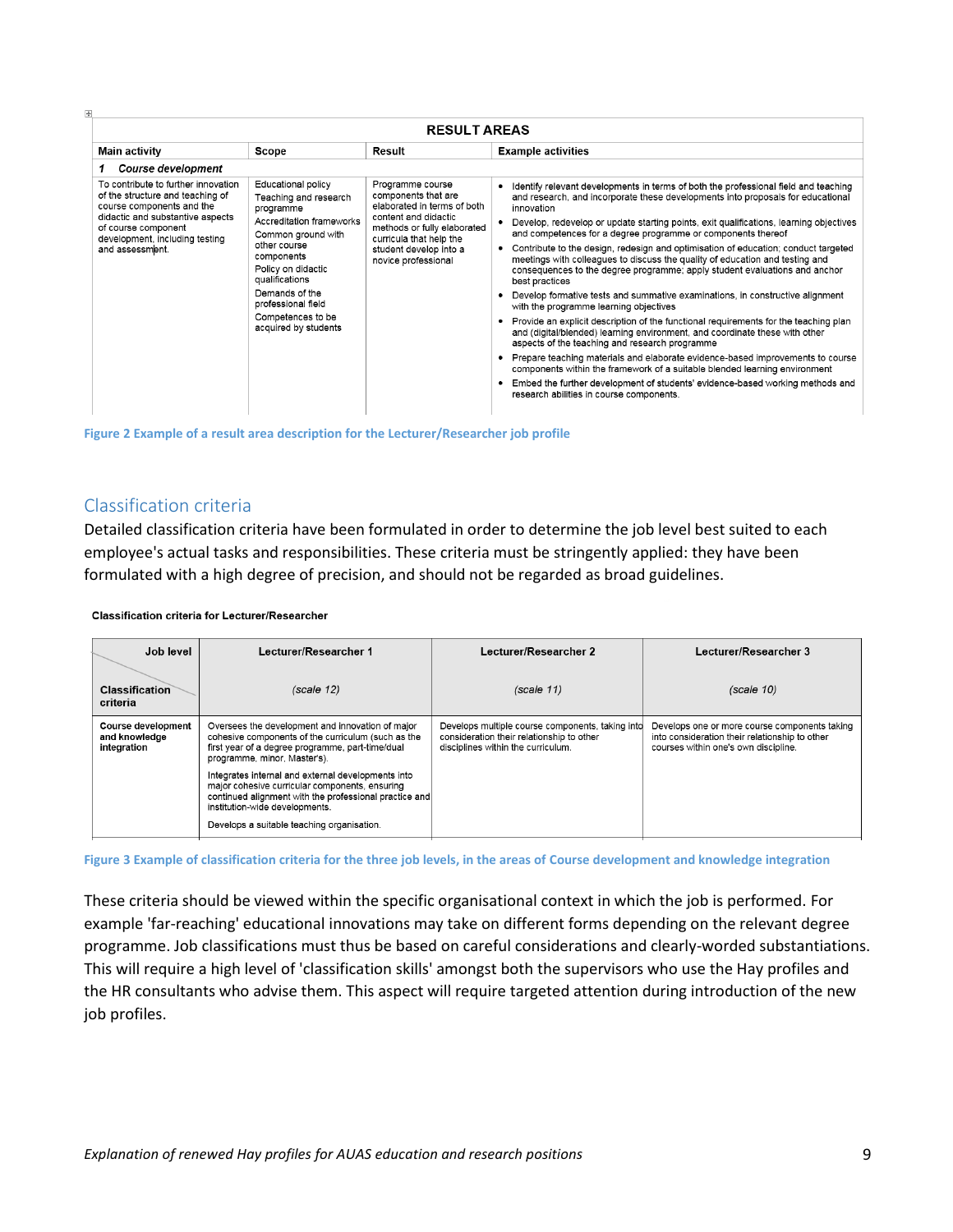| RESULT AREAS | | | |
|---|---|---|---|
| **Main activity** | **Scope** | **Result** | **Example activities** |
| ***1 Course development*** | | | |
| To contribute to further innovation of the structure and teaching of course components and the didactic and substantive aspects of course component development, including testing and assessment. | Educational policy<br>Teaching and research programme<br>Accreditation frameworks<br>Common ground with other course components<br>Policy on didactic qualifications<br>Demands of the professional field<br>Competences to be acquired by students | Programme course components that are elaborated in terms of both content and didactic methods or fully elaborated curricula that help the student develop into a novice professional | • Identify relevant developments in terms of both the professional field and teaching and research, and incorporate these developments into proposals for educational innovation<br>• Develop, redevelop or update starting points, exit qualifications, learning objectives and competences for a degree programme or components thereof<br>• Contribute to the design, redesign and optimisation of education; conduct targeted meetings with colleagues to discuss the quality of education and testing and consequences to the degree programme; apply student evaluations and anchor best practices<br>• Develop formative tests and summative examinations, in constructive alignment with the programme learning objectives<br>• Provide an explicit description of the functional requirements for the teaching plan and (digital/blended) learning environment, and coordinate these with other aspects of the teaching and research programme<br>• Prepare teaching materials and elaborate evidence-based improvements to course components within the framework of a suitable blended learning environment<br>• Embed the further development of students' evidence-based working methods and research abilities in course components. |

Figure 2 Example of a result area description for the Lecturer/Researcher job profile

## Classification criteria

Detailed classification criteria have been formulated in order to determine the job level best suited to each employee's actual tasks and responsibilities. These criteria must be stringently applied: they have been formulated with a high degree of precision, and should not be regarded as broad guidelines.

**Classification criteria for Lecturer/Researcher**

| Job level / Classification criteria | Lecturer/Researcher 1<br>*(scale 12)* | Lecturer/Researcher 2<br>*(scale 11)* | Lecturer/Researcher 3<br>*(scale 10)* |
|---|---|---|---|
| **Course development and knowledge integration** | Oversees the development and innovation of major cohesive components of the curriculum (such as the first year of a degree programme, part-time/dual programme, minor, Master's).<br>Integrates internal and external developments into major cohesive curricular components, ensuring continued alignment with the professional practice and institution-wide developments.<br>Develops a suitable teaching organisation. | Develops multiple course components, taking into consideration their relationship to other disciplines within the curriculum. | Develops one or more course components taking into consideration their relationship to other courses within one's own discipline. |

Figure 3 Example of classification criteria for the three job levels, in the areas of Course development and knowledge integration

These criteria should be viewed within the specific organisational context in which the job is performed. For example 'far-reaching' educational innovations may take on different forms depending on the relevant degree programme. Job classifications must thus be based on careful considerations and clearly-worded substantiations. This will require a high level of 'classification skills' amongst both the supervisors who use the Hay profiles and the HR consultants who advise them. This aspect will require targeted attention during introduction of the new job profiles.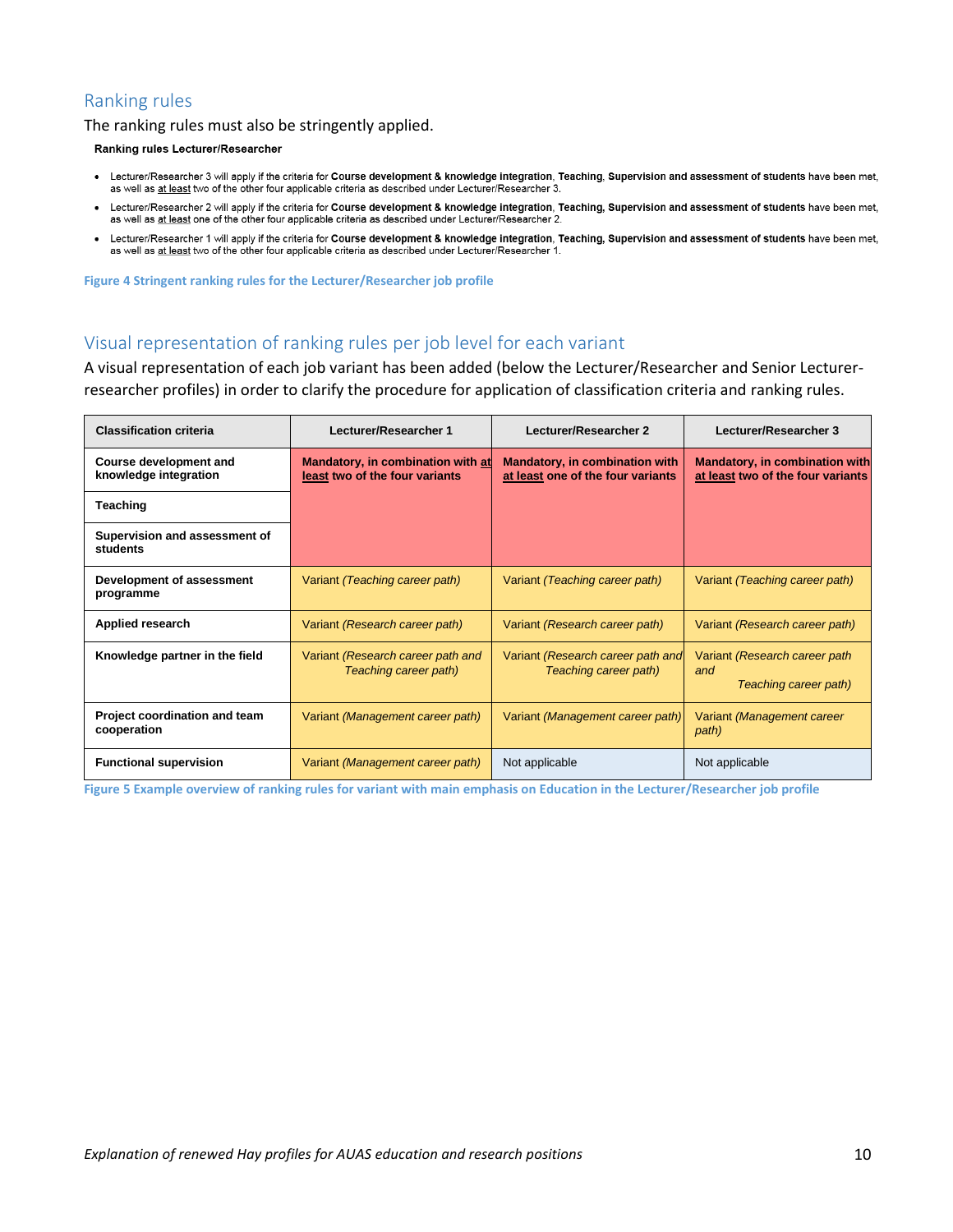## Ranking rules

The ranking rules must also be stringently applied.

**Ranking rules Lecturer/Researcher**

- Lecturer/Researcher 3 will apply if the criteria for **Course development & knowledge integration**, **Teaching**, **Supervision and assessment of students** have been met, as well as at least two of the other four applicable criteria as described under Lecturer/Researcher 3.
- Lecturer/Researcher 2 will apply if the criteria for **Course development & knowledge integration**, **Teaching, Supervision and assessment of students** have been met, as well as at least one of the other four applicable criteria as described under Lecturer/Researcher 2.
- Lecturer/Researcher 1 will apply if the criteria for **Course development & knowledge integration**, **Teaching, Supervision and assessment of students** have been met, as well as at least two of the other four applicable criteria as described under Lecturer/Researcher 1.

**Figure 4 Stringent ranking rules for the Lecturer/Researcher job profile**

## Visual representation of ranking rules per job level for each variant

A visual representation of each job variant has been added (below the Lecturer/Researcher and Senior Lecturer-researcher profiles) in order to clarify the procedure for application of classification criteria and ranking rules.

| Classification criteria | Lecturer/Researcher 1 | Lecturer/Researcher 2 | Lecturer/Researcher 3 |
|---|---|---|---|
| **Course development and knowledge integration** | **Mandatory, in combination with at least two of the four variants** | **Mandatory, in combination with at least one of the four variants** | **Mandatory, in combination with at least two of the four variants** |
| **Teaching** | | | |
| **Supervision and assessment of students** | | | |
| **Development of assessment programme** | Variant *(Teaching career path)* | Variant *(Teaching career path)* | Variant *(Teaching career path)* |
| **Applied research** | Variant *(Research career path)* | Variant *(Research career path)* | Variant *(Research career path)* |
| **Knowledge partner in the field** | Variant *(Research career path and Teaching career path)* | Variant *(Research career path and Teaching career path)* | Variant *(Research career path and Teaching career path)* |
| **Project coordination and team cooperation** | Variant *(Management career path)* | Variant *(Management career path)* | Variant *(Management career path)* |
| **Functional supervision** | Variant *(Management career path)* | Not applicable | Not applicable |

**Figure 5 Example overview of ranking rules for variant with main emphasis on Education in the Lecturer/Researcher job profile**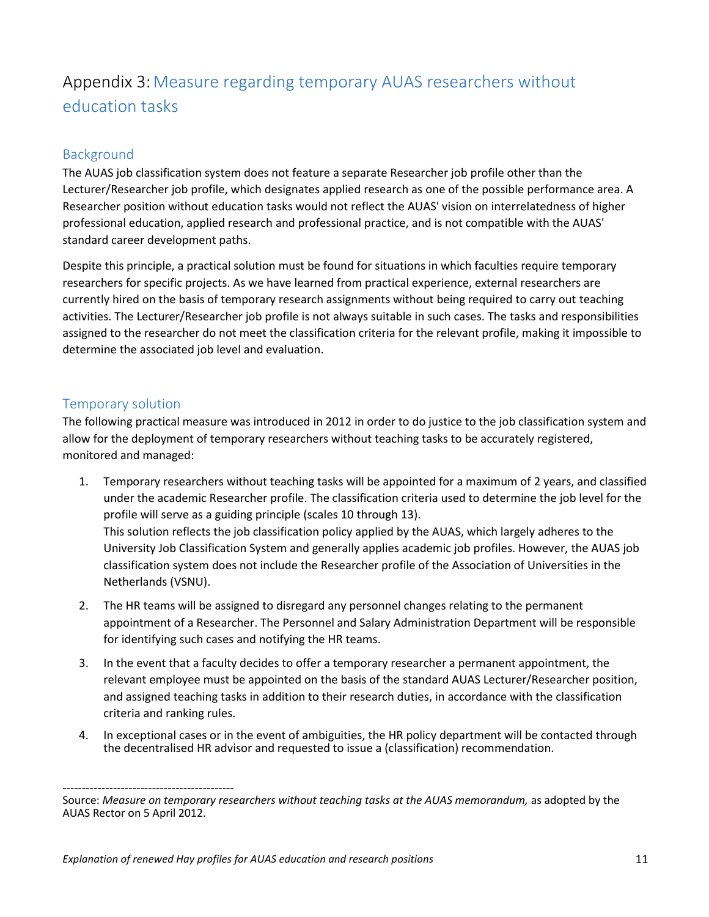# Appendix 3: Measure regarding temporary AUAS researchers without education tasks

## Background

The AUAS job classification system does not feature a separate Researcher job profile other than the Lecturer/Researcher job profile, which designates applied research as one of the possible performance area. A Researcher position without education tasks would not reflect the AUAS' vision on interrelatedness of higher professional education, applied research and professional practice, and is not compatible with the AUAS' standard career development paths.

Despite this principle, a practical solution must be found for situations in which faculties require temporary researchers for specific projects. As we have learned from practical experience, external researchers are currently hired on the basis of temporary research assignments without being required to carry out teaching activities. The Lecturer/Researcher job profile is not always suitable in such cases. The tasks and responsibilities assigned to the researcher do not meet the classification criteria for the relevant profile, making it impossible to determine the associated job level and evaluation.

## Temporary solution

The following practical measure was introduced in 2012 in order to do justice to the job classification system and allow for the deployment of temporary researchers without teaching tasks to be accurately registered, monitored and managed:

1. Temporary researchers without teaching tasks will be appointed for a maximum of 2 years, and classified under the academic Researcher profile. The classification criteria used to determine the job level for the profile will serve as a guiding principle (scales 10 through 13).
   This solution reflects the job classification policy applied by the AUAS, which largely adheres to the University Job Classification System and generally applies academic job profiles. However, the AUAS job classification system does not include the Researcher profile of the Association of Universities in the Netherlands (VSNU).
2. The HR teams will be assigned to disregard any personnel changes relating to the permanent appointment of a Researcher. The Personnel and Salary Administration Department will be responsible for identifying such cases and notifying the HR teams.
3. In the event that a faculty decides to offer a temporary researcher a permanent appointment, the relevant employee must be appointed on the basis of the standard AUAS Lecturer/Researcher position, and assigned teaching tasks in addition to their research duties, in accordance with the classification criteria and ranking rules.
4. In exceptional cases or in the event of ambiguities, the HR policy department will be contacted through the decentralised HR advisor and requested to issue a (classification) recommendation.

---

Source: *Measure on temporary researchers without teaching tasks at the AUAS memorandum,* as adopted by the AUAS Rector on 5 April 2012.